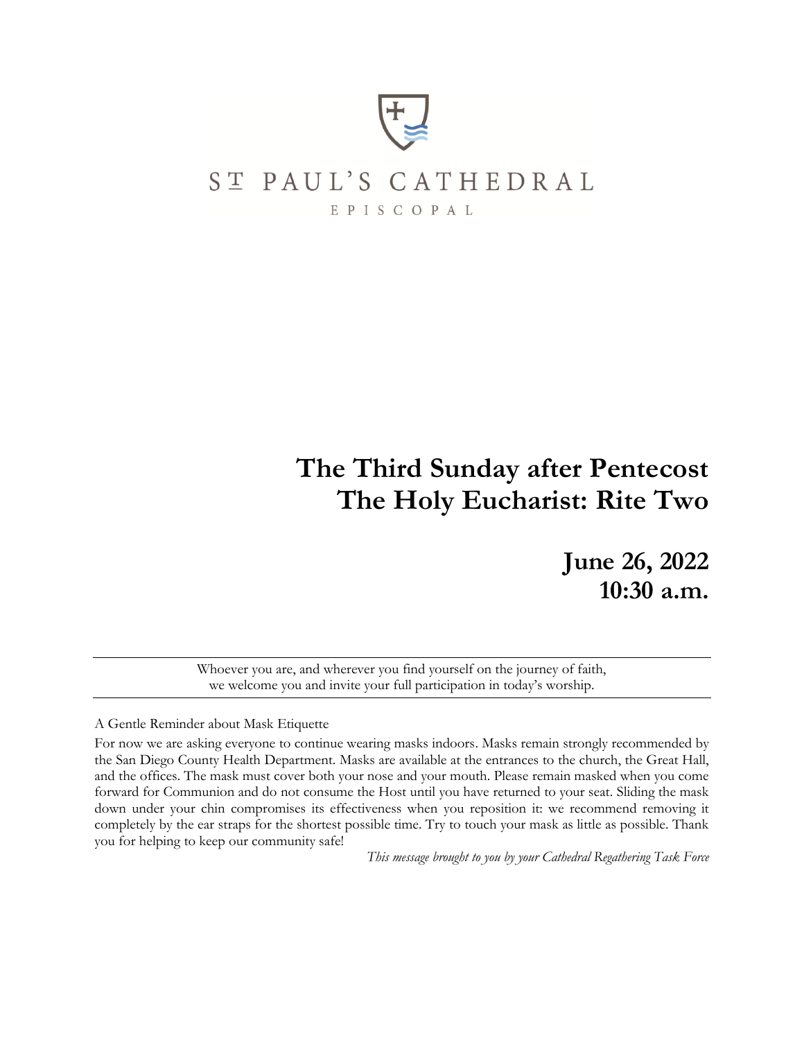ST PAUL'S CATHEDRAL

EPISCOPAL

# The Third Sunday after Pentecost
# The Holy Eucharist: Rite Two

## June 26, 2022
## 10:30 a.m.

---

Whoever you are, and wherever you find yourself on the journey of faith, we welcome you and invite your full participation in today's worship.

---

A Gentle Reminder about Mask Etiquette

For now we are asking everyone to continue wearing masks indoors. Masks remain strongly recommended by the San Diego County Health Department. Masks are available at the entrances to the church, the Great Hall, and the offices. The mask must cover both your nose and your mouth. Please remain masked when you come forward for Communion and do not consume the Host until you have returned to your seat. Sliding the mask down under your chin compromises its effectiveness when you reposition it: we recommend removing it completely by the ear straps for the shortest possible time. Try to touch your mask as little as possible. Thank you for helping to keep our community safe!

*This message brought to you by your Cathedral Regathering Task Force*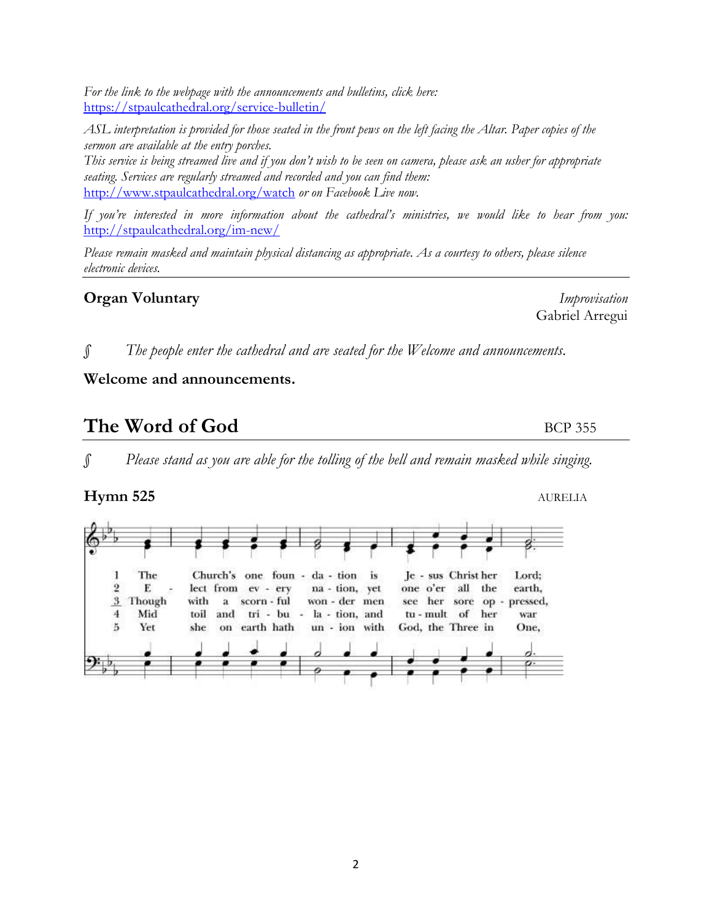*For the link to the webpage with the announcements and bulletins, click here:* https://stpaulcathedral.org/service-bulletin/

*ASL interpretation is provided for those seated in the front pews on the left facing the Altar. Paper copies of the sermon are available at the entry porches.*
*This service is being streamed live and if you don't wish to be seen on camera, please ask an usher for appropriate seating. Services are regularly streamed and recorded and you can find them:* http://www.stpaulcathedral.org/watch *or on Facebook Live now.*

*If you're interested in more information about the cathedral's ministries, we would like to hear from you:* http://stpaulcathedral.org/im-new/

*Please remain masked and maintain physical distancing as appropriate. As a courtesy to others, please silence electronic devices.*

---

**Organ Voluntary** — *Improvisation*, Gabriel Arregui

∫ *The people enter the cathedral and are seated for the Welcome and announcements.*

**Welcome and announcements.**

## The Word of God

BCP 355

∫ *Please stand as you are able for the tolling of the bell and remain masked while singing.*

**Hymn 525** — AURELIA

1 The Church's one foundation is Jesus Christ her Lord;
2 Elect from every nation, yet one o'er all the earth,
3 Though with a scornful wonder men see her sore oppressed,
4 Mid toil and tribulation, and tumult of her war
5 Yet she on earth hath union with God, the Three in One,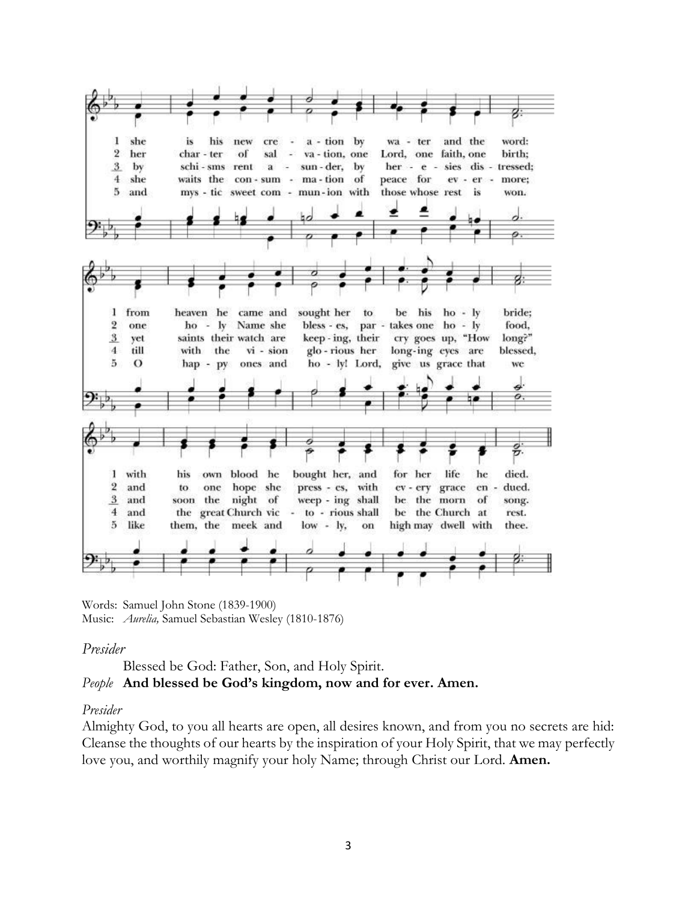1 she is his new cre - a - tion by wa - ter and the word:
2 her char - ter of sal - va - tion, one Lord, one faith, one birth;
3 by schi - sms rent a - sun - der, by her - e - sies dis - tressed;
4 she waits the con - sum - ma - tion of peace for ev - er - more;
5 and mys - tic sweet com - mun - ion with those whose rest is won.

1 from heaven he came and sought her to be his ho - ly bride;
2 one ho - ly Name she bless - es, par - takes one ho - ly food,
3 yet saints their watch are keep - ing, their cry goes up, "How long?"
4 till with the vi - sion glo - rious her long - ing eyes are blessed,
5 O hap - py ones and ho - ly! Lord, give us grace that we

1 with his own blood he bought her, and for her life he died.
2 and to one hope she press - es, with ev - ery grace en - dued.
3 and soon the night of weep - ing shall be the morn of song.
4 and the great Church vic - to - rious shall be the Church at rest.
5 like them, the meek and low - ly, on high may dwell with thee.

Words: Samuel John Stone (1839-1900)
Music: *Aurelia,* Samuel Sebastian Wesley (1810-1876)

*Presider*

Blessed be God: Father, Son, and Holy Spirit.

*People* **And blessed be God's kingdom, now and for ever. Amen.**

*Presider*

Almighty God, to you all hearts are open, all desires known, and from you no secrets are hid: Cleanse the thoughts of our hearts by the inspiration of your Holy Spirit, that we may perfectly love you, and worthily magnify your holy Name; through Christ our Lord. **Amen.**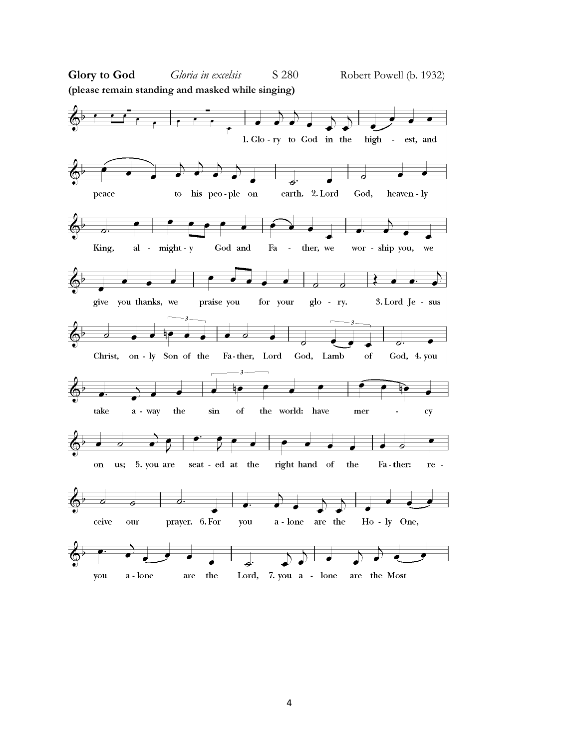**Glory to God** *Gloria in excelsis* S 280 Robert Powell (b. 1932)

**(please remain standing and masked while singing)**

1. Glo - ry to God in the high - est, and peace to his peo - ple on earth. 2. Lord God, heaven - ly King, al - might - y God and Fa - ther, we wor - ship you, we give you thanks, we praise you for your glo - ry. 3. Lord Je - sus Christ, on - ly Son of the Fa - ther, Lord God, Lamb of God, 4. you take a - way the sin of the world: have mer - cy on us; 5. you are seat - ed at the right hand of the Fa - ther: re - ceive our prayer. 6. For you a - lone are the Ho - ly One, you a - lone are the Lord, 7. you a - lone are the Most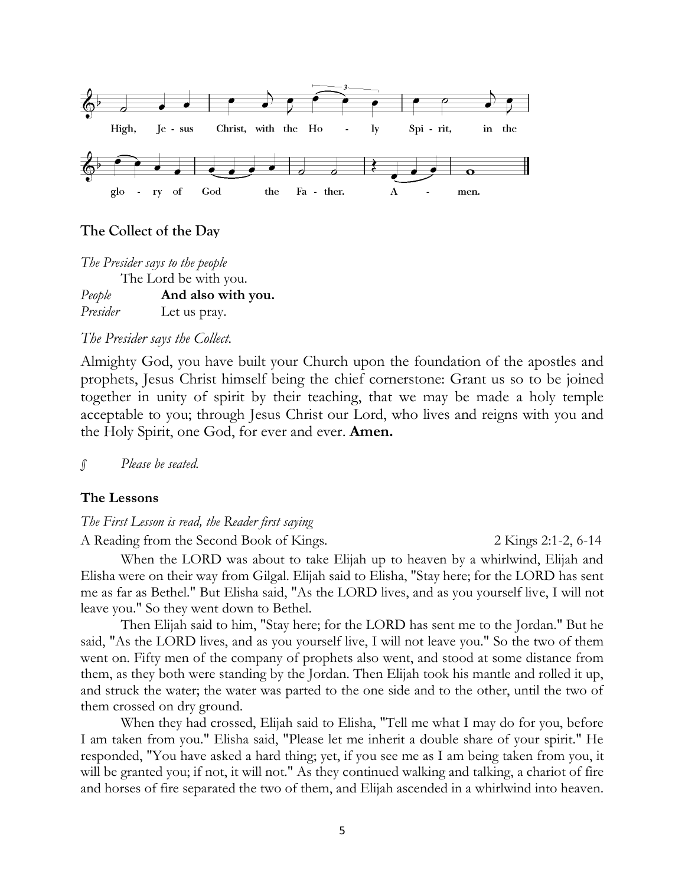High, Jesus Christ, with the Holy Spirit, in the glory of God the Father. Amen.

## The Collect of the Day

*The Presider says to the people*

The Lord be with you.

*People* **And also with you.**

*Presider* Let us pray.

*The Presider says the Collect.*

Almighty God, you have built your Church upon the foundation of the apostles and prophets, Jesus Christ himself being the chief cornerstone: Grant us so to be joined together in unity of spirit by their teaching, that we may be made a holy temple acceptable to you; through Jesus Christ our Lord, who lives and reigns with you and the Holy Spirit, one God, for ever and ever. **Amen.**

∫ *Please be seated.*

## The Lessons

*The First Lesson is read, the Reader first saying*

A Reading from the Second Book of Kings. 2 Kings 2:1-2, 6-14

When the LORD was about to take Elijah up to heaven by a whirlwind, Elijah and Elisha were on their way from Gilgal. Elijah said to Elisha, "Stay here; for the LORD has sent me as far as Bethel." But Elisha said, "As the LORD lives, and as you yourself live, I will not leave you." So they went down to Bethel.

Then Elijah said to him, "Stay here; for the LORD has sent me to the Jordan." But he said, "As the LORD lives, and as you yourself live, I will not leave you." So the two of them went on. Fifty men of the company of prophets also went, and stood at some distance from them, as they both were standing by the Jordan. Then Elijah took his mantle and rolled it up, and struck the water; the water was parted to the one side and to the other, until the two of them crossed on dry ground.

When they had crossed, Elijah said to Elisha, "Tell me what I may do for you, before I am taken from you." Elisha said, "Please let me inherit a double share of your spirit." He responded, "You have asked a hard thing; yet, if you see me as I am being taken from you, it will be granted you; if not, it will not." As they continued walking and talking, a chariot of fire and horses of fire separated the two of them, and Elijah ascended in a whirlwind into heaven.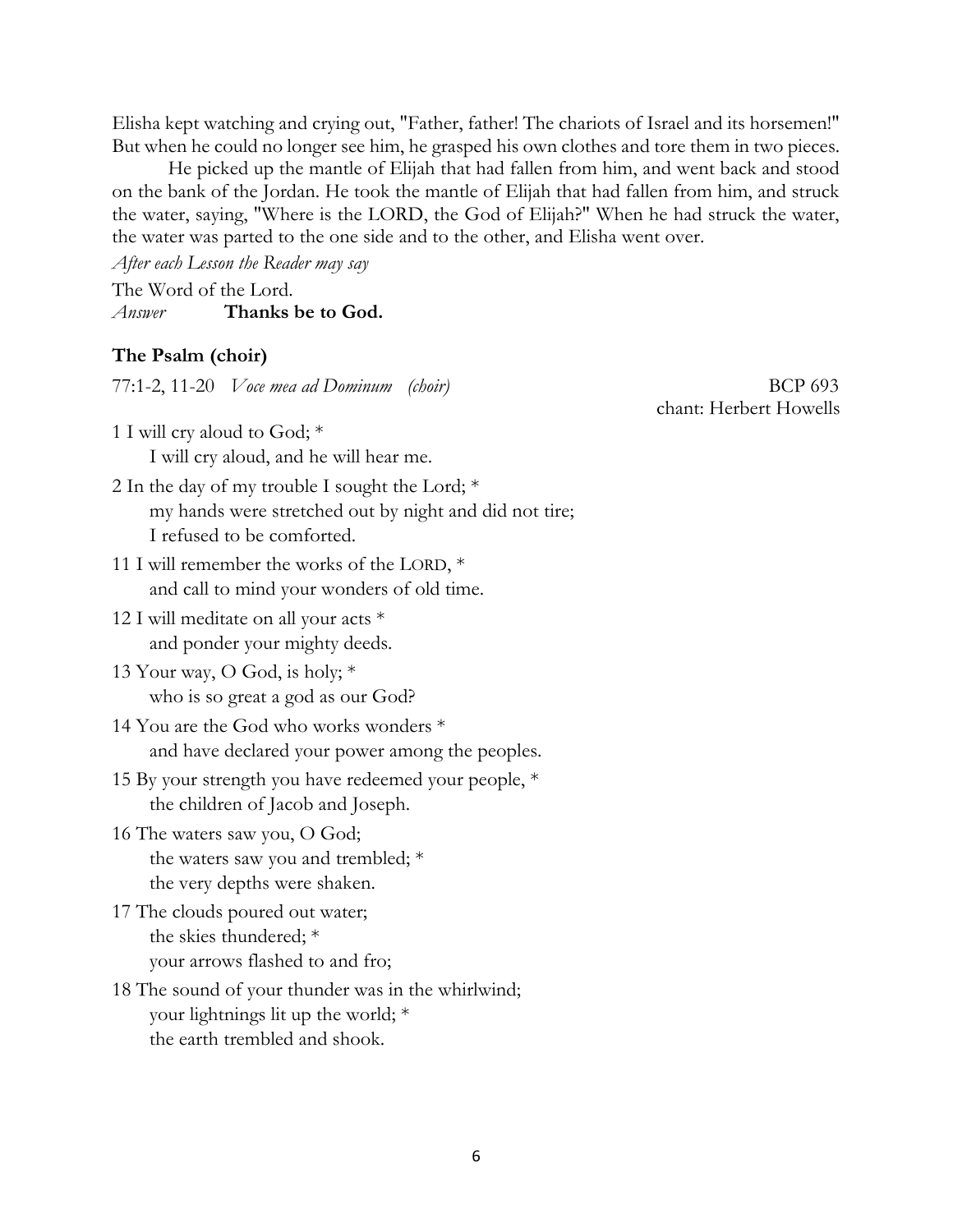Elisha kept watching and crying out, "Father, father! The chariots of Israel and its horsemen!" But when he could no longer see him, he grasped his own clothes and tore them in two pieces.

He picked up the mantle of Elijah that had fallen from him, and went back and stood on the bank of the Jordan. He took the mantle of Elijah that had fallen from him, and struck the water, saying, "Where is the LORD, the God of Elijah?" When he had struck the water, the water was parted to the one side and to the other, and Elisha went over.

*After each Lesson the Reader may say*

The Word of the Lord.
*Answer* **Thanks be to God.**

**The Psalm (choir)**

77:1-2, 11-20 *Voce mea ad Dominum (choir)* BCP 693
chant: Herbert Howells

1 I will cry aloud to God; *
I will cry aloud, and he will hear me.

2 In the day of my trouble I sought the Lord; *
my hands were stretched out by night and did not tire;
I refused to be comforted.

11 I will remember the works of the LORD, *
and call to mind your wonders of old time.

12 I will meditate on all your acts *
and ponder your mighty deeds.

13 Your way, O God, is holy; *
who is so great a god as our God?

14 You are the God who works wonders *
and have declared your power among the peoples.

15 By your strength you have redeemed your people, *
the children of Jacob and Joseph.

16 The waters saw you, O God;
the waters saw you and trembled; *
the very depths were shaken.

17 The clouds poured out water;
the skies thundered; *
your arrows flashed to and fro;

18 The sound of your thunder was in the whirlwind;
your lightnings lit up the world; *
the earth trembled and shook.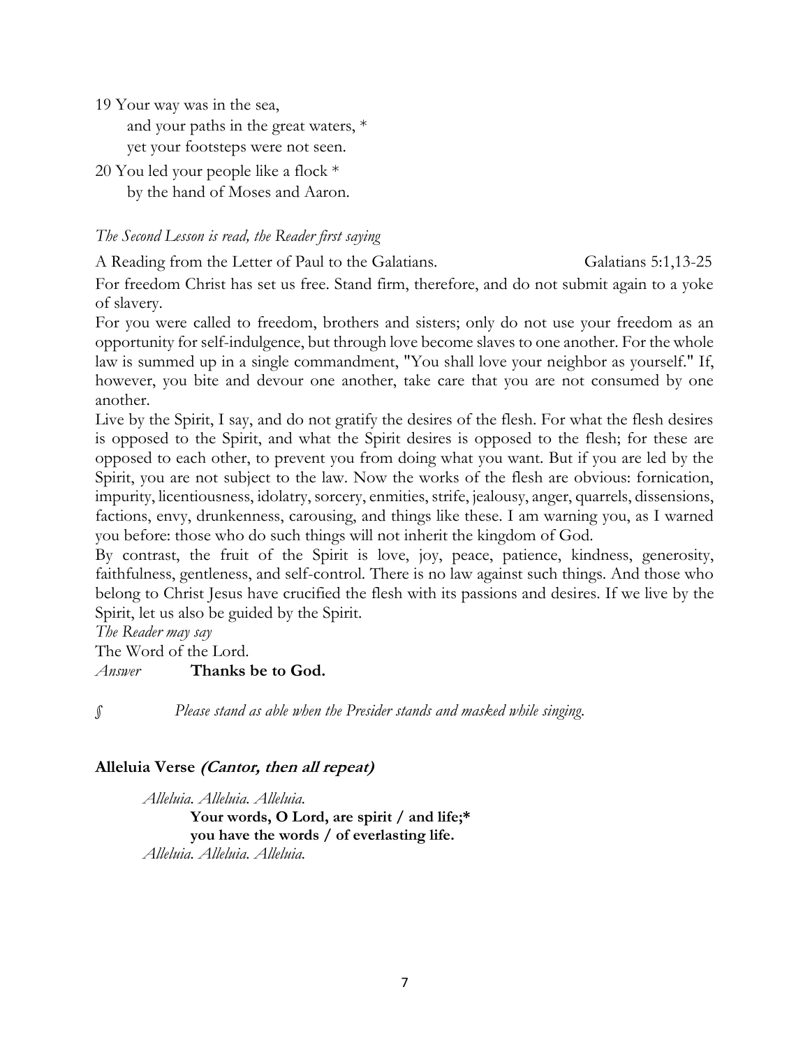19 Your way was in the sea,
    and your paths in the great waters, *
    yet your footsteps were not seen.

20 You led your people like a flock *
    by the hand of Moses and Aaron.

*The Second Lesson is read, the Reader first saying*

A Reading from the Letter of Paul to the Galatians. Galatians 5:1,13-25

For freedom Christ has set us free. Stand firm, therefore, and do not submit again to a yoke of slavery.

For you were called to freedom, brothers and sisters; only do not use your freedom as an opportunity for self-indulgence, but through love become slaves to one another. For the whole law is summed up in a single commandment, "You shall love your neighbor as yourself." If, however, you bite and devour one another, take care that you are not consumed by one another.

Live by the Spirit, I say, and do not gratify the desires of the flesh. For what the flesh desires is opposed to the Spirit, and what the Spirit desires is opposed to the flesh; for these are opposed to each other, to prevent you from doing what you want. But if you are led by the Spirit, you are not subject to the law. Now the works of the flesh are obvious: fornication, impurity, licentiousness, idolatry, sorcery, enmities, strife, jealousy, anger, quarrels, dissensions, factions, envy, drunkenness, carousing, and things like these. I am warning you, as I warned you before: those who do such things will not inherit the kingdom of God.

By contrast, the fruit of the Spirit is love, joy, peace, patience, kindness, generosity, faithfulness, gentleness, and self-control. There is no law against such things. And those who belong to Christ Jesus have crucified the flesh with its passions and desires. If we live by the Spirit, let us also be guided by the Spirit.

*The Reader may say*

The Word of the Lord.

*Answer* **Thanks be to God.**

*ʃ* *Please stand as able when the Presider stands and masked while singing.*

**Alleluia Verse *(Cantor, then all repeat)***

*Alleluia. Alleluia. Alleluia.*
**Your words, O Lord, are spirit / and life;***
**you have the words / of everlasting life.**
*Alleluia. Alleluia. Alleluia.*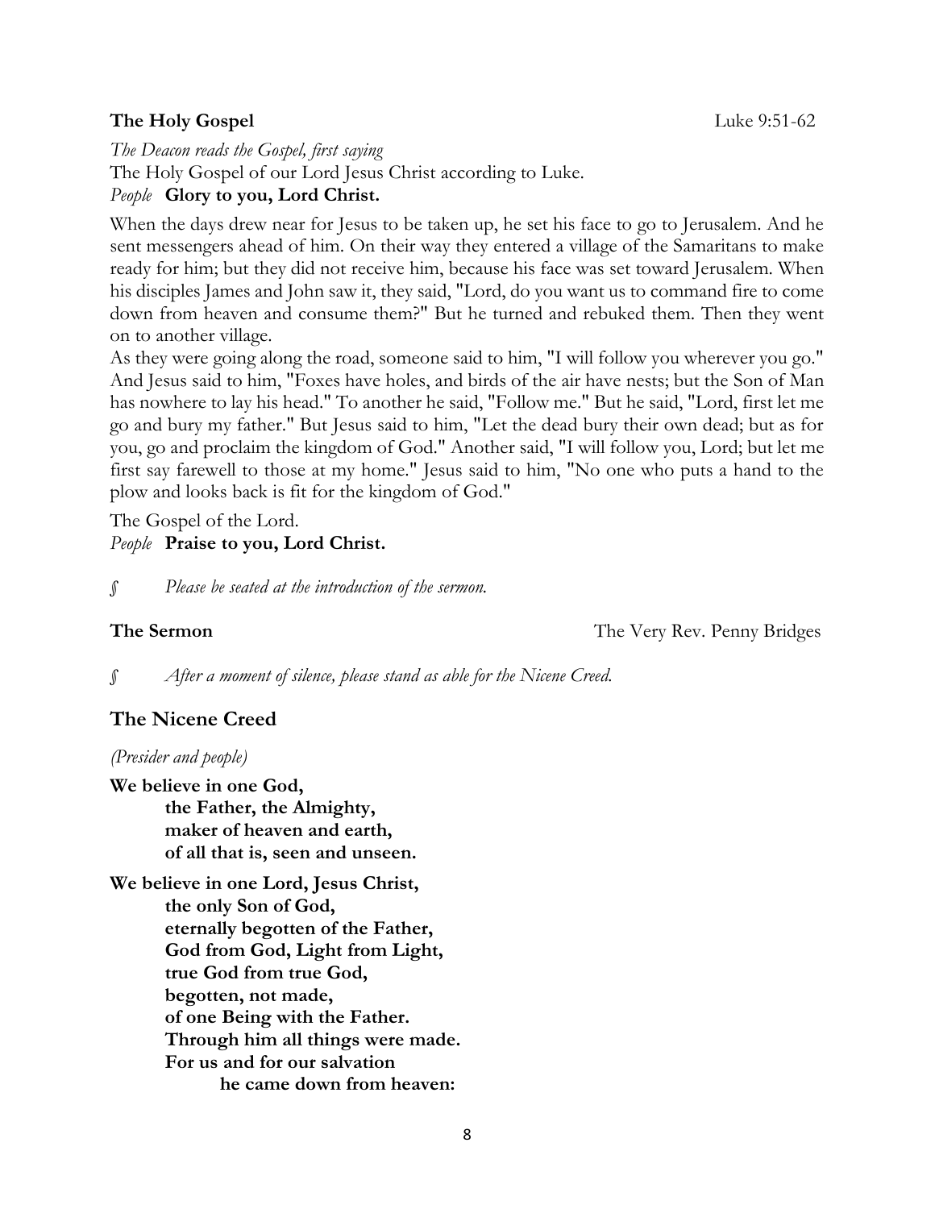**The Holy Gospel** Luke 9:51-62

*The Deacon reads the Gospel, first saying*
The Holy Gospel of our Lord Jesus Christ according to Luke.
*People* **Glory to you, Lord Christ.**

When the days drew near for Jesus to be taken up, he set his face to go to Jerusalem. And he sent messengers ahead of him. On their way they entered a village of the Samaritans to make ready for him; but they did not receive him, because his face was set toward Jerusalem. When his disciples James and John saw it, they said, "Lord, do you want us to command fire to come down from heaven and consume them?" But he turned and rebuked them. Then they went on to another village.
As they were going along the road, someone said to him, "I will follow you wherever you go." And Jesus said to him, "Foxes have holes, and birds of the air have nests; but the Son of Man has nowhere to lay his head." To another he said, "Follow me." But he said, "Lord, first let me go and bury my father." But Jesus said to him, "Let the dead bury their own dead; but as for you, go and proclaim the kingdom of God." Another said, "I will follow you, Lord; but let me first say farewell to those at my home." Jesus said to him, "No one who puts a hand to the plow and looks back is fit for the kingdom of God."

The Gospel of the Lord.
*People* **Praise to you, Lord Christ.**

§ *Please be seated at the introduction of the sermon.*

**The Sermon** The Very Rev. Penny Bridges

§ *After a moment of silence, please stand as able for the Nicene Creed.*

## The Nicene Creed

*(Presider and people)*

**We believe in one God,**
**the Father, the Almighty,**
**maker of heaven and earth,**
**of all that is, seen and unseen.**

**We believe in one Lord, Jesus Christ,**
**the only Son of God,**
**eternally begotten of the Father,**
**God from God, Light from Light,**
**true God from true God,**
**begotten, not made,**
**of one Being with the Father.**
**Through him all things were made.**
**For us and for our salvation**
**he came down from heaven:**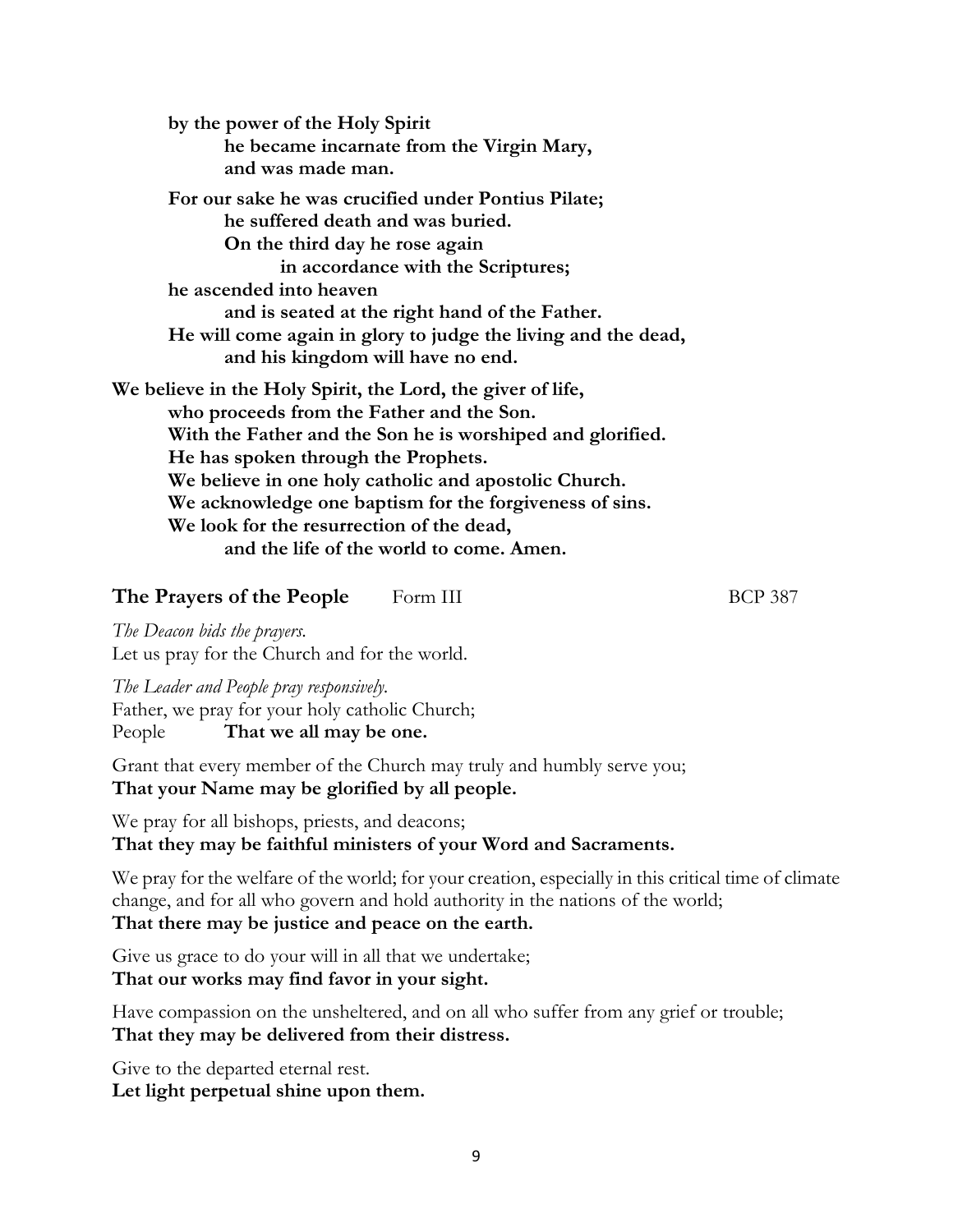**by the power of the Holy Spirit**
**he became incarnate from the Virgin Mary,**
**and was made man.**

**For our sake he was crucified under Pontius Pilate;**
**he suffered death and was buried.**
**On the third day he rose again**
**in accordance with the Scriptures;**
**he ascended into heaven**
**and is seated at the right hand of the Father.**
**He will come again in glory to judge the living and the dead,**
**and his kingdom will have no end.**

**We believe in the Holy Spirit, the Lord, the giver of life,**
**who proceeds from the Father and the Son.**
**With the Father and the Son he is worshiped and glorified.**
**He has spoken through the Prophets.**
**We believe in one holy catholic and apostolic Church.**
**We acknowledge one baptism for the forgiveness of sins.**
**We look for the resurrection of the dead,**
**and the life of the world to come. Amen.**

## The Prayers of the People — Form III — BCP 387

*The Deacon bids the prayers.*
Let us pray for the Church and for the world.

*The Leader and People pray responsively.*
Father, we pray for your holy catholic Church;
People **That we all may be one.**

Grant that every member of the Church may truly and humbly serve you;
**That your Name may be glorified by all people.**

We pray for all bishops, priests, and deacons;
**That they may be faithful ministers of your Word and Sacraments.**

We pray for the welfare of the world; for your creation, especially in this critical time of climate change, and for all who govern and hold authority in the nations of the world;
**That there may be justice and peace on the earth.**

Give us grace to do your will in all that we undertake;
**That our works may find favor in your sight.**

Have compassion on the unsheltered, and on all who suffer from any grief or trouble;
**That they may be delivered from their distress.**

Give to the departed eternal rest.
**Let light perpetual shine upon them.**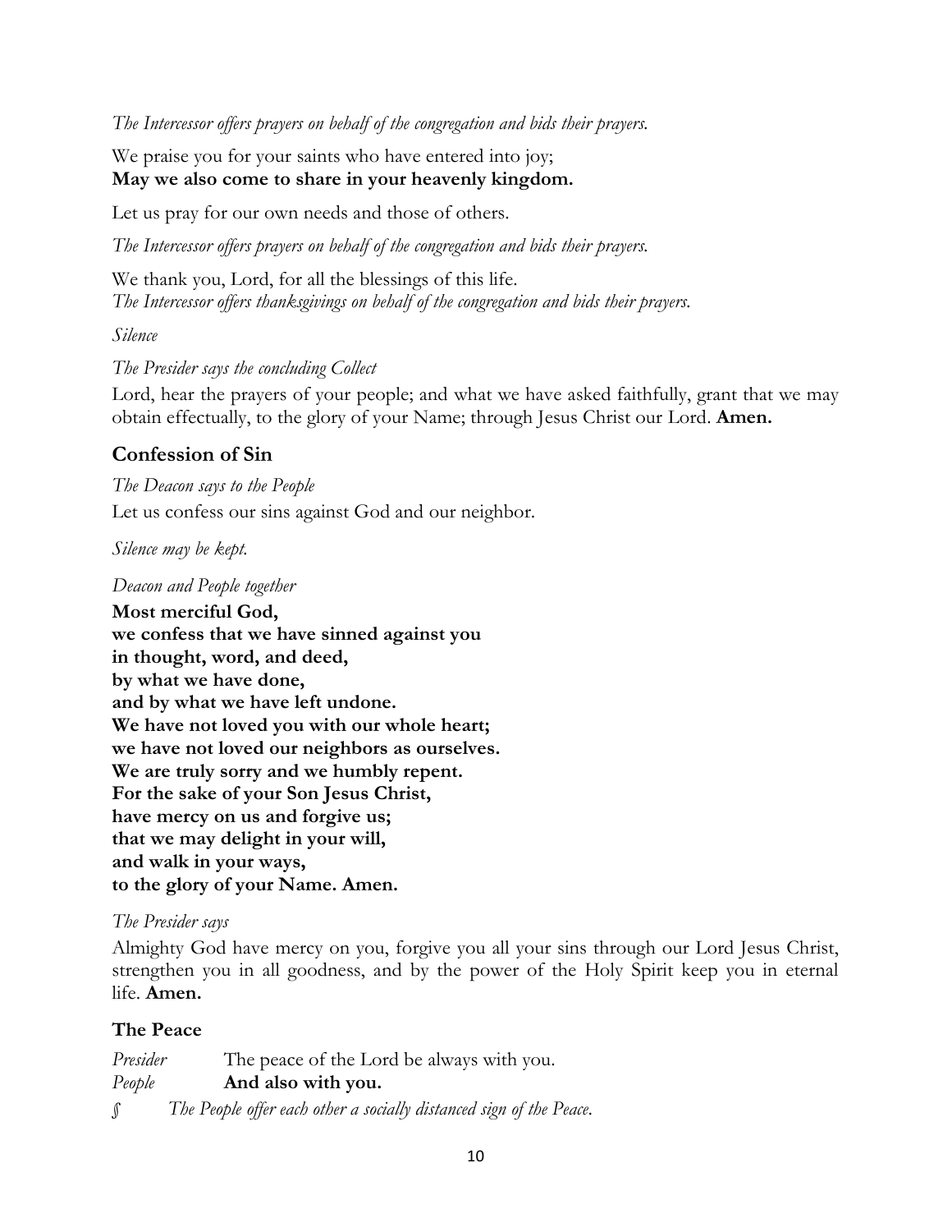*The Intercessor offers prayers on behalf of the congregation and bids their prayers.*

We praise you for your saints who have entered into joy;
**May we also come to share in your heavenly kingdom.**

Let us pray for our own needs and those of others.

*The Intercessor offers prayers on behalf of the congregation and bids their prayers.*

We thank you, Lord, for all the blessings of this life.
*The Intercessor offers thanksgivings on behalf of the congregation and bids their prayers.*

*Silence*

*The Presider says the concluding Collect*

Lord, hear the prayers of your people; and what we have asked faithfully, grant that we may obtain effectually, to the glory of your Name; through Jesus Christ our Lord. **Amen.**

## Confession of Sin

*The Deacon says to the People*

Let us confess our sins against God and our neighbor.

*Silence may be kept.*

*Deacon and People together*

**Most merciful God,**
**we confess that we have sinned against you**
**in thought, word, and deed,**
**by what we have done,**
**and by what we have left undone.**
**We have not loved you with our whole heart;**
**we have not loved our neighbors as ourselves.**
**We are truly sorry and we humbly repent.**
**For the sake of your Son Jesus Christ,**
**have mercy on us and forgive us;**
**that we may delight in your will,**
**and walk in your ways,**
**to the glory of your Name. Amen.**

*The Presider says*

Almighty God have mercy on you, forgive you all your sins through our Lord Jesus Christ, strengthen you in all goodness, and by the power of the Holy Spirit keep you in eternal life. **Amen.**

### The Peace

*Presider* The peace of the Lord be always with you.
*People* **And also with you.**

*§ The People offer each other a socially distanced sign of the Peace.*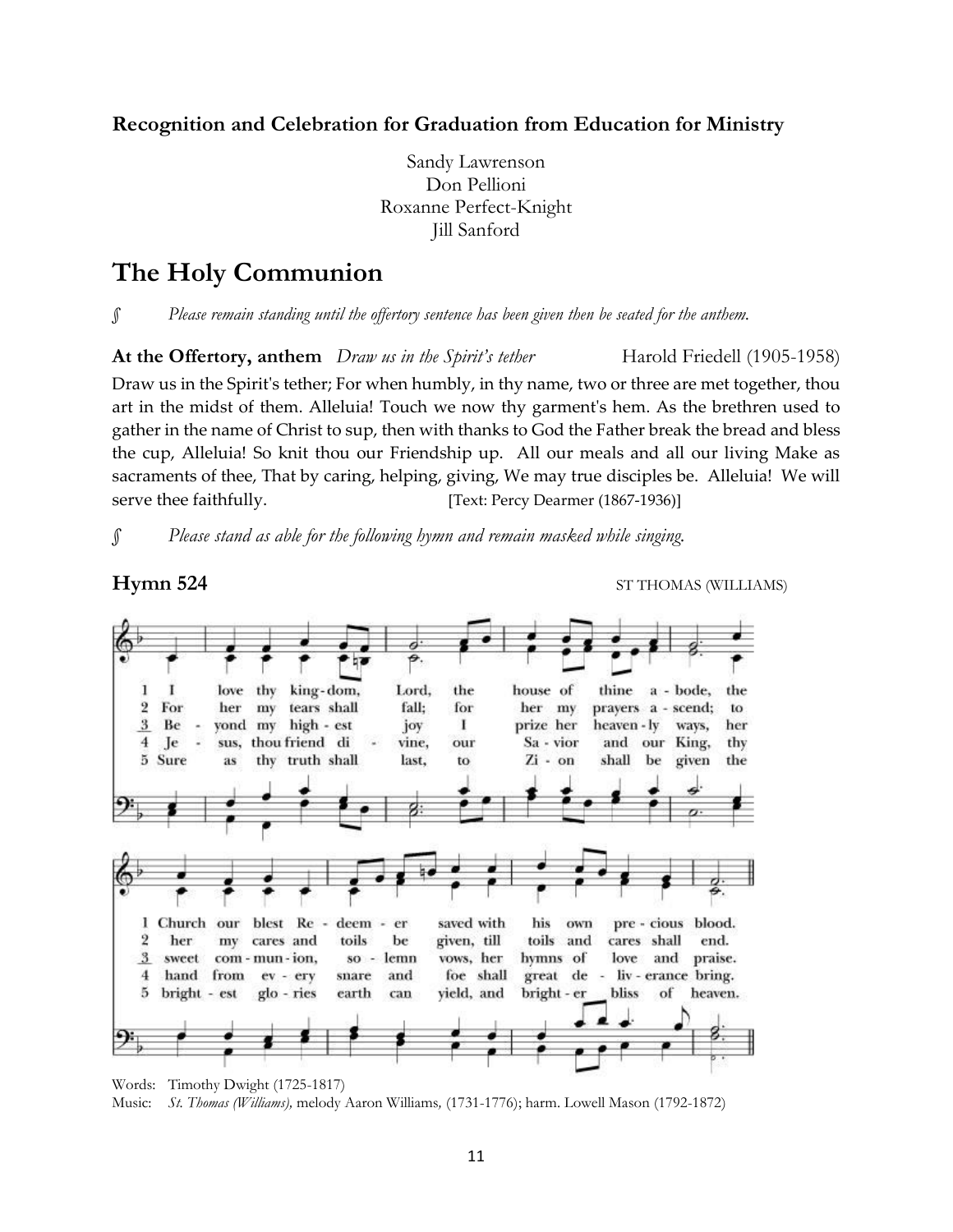**Recognition and Celebration for Graduation from Education for Ministry**

Sandy Lawrenson
Don Pellioni
Roxanne Perfect-Knight
Jill Sanford

# The Holy Communion

§ *Please remain standing until the offertory sentence has been given then be seated for the anthem.*

**At the Offertory, anthem** *Draw us in the Spirit's tether* Harold Friedell (1905-1958)

Draw us in the Spirit's tether; For when humbly, in thy name, two or three are met together, thou art in the midst of them. Alleluia! Touch we now thy garment's hem. As the brethren used to gather in the name of Christ to sup, then with thanks to God the Father break the bread and bless the cup, Alleluia! So knit thou our Friendship up. All our meals and all our living Make as sacraments of thee, That by caring, helping, giving, We may true disciples be. Alleluia! We will serve thee faithfully. [Text: Percy Dearmer (1867-1936)]

§ *Please stand as able for the following hymn and remain masked while singing.*

## Hymn 524

ST THOMAS (WILLIAMS)

1 I love thy kingdom, Lord, the house of thine abode, the Church our blest Redeemer saved with his own precious blood.

2 For her my tears shall fall; for her my prayers ascend; to her my cares and toils be given, till toils and cares shall end.

3 Beyond my highest joy I prize her heavenly ways, her sweet communion, solemn vows, her hymns of love and praise.

4 Jesus, thou friend divine, our Savior and our King, thy hand from every snare and foe shall great deliverance bring.

5 Sure as thy truth shall last, to Zion shall be given the brightest glories earth can yield, and brighter bliss of heaven.

Words: Timothy Dwight (1725-1817)
Music: *St. Thomas (Williams)*, melody Aaron Williams, (1731-1776); harm. Lowell Mason (1792-1872)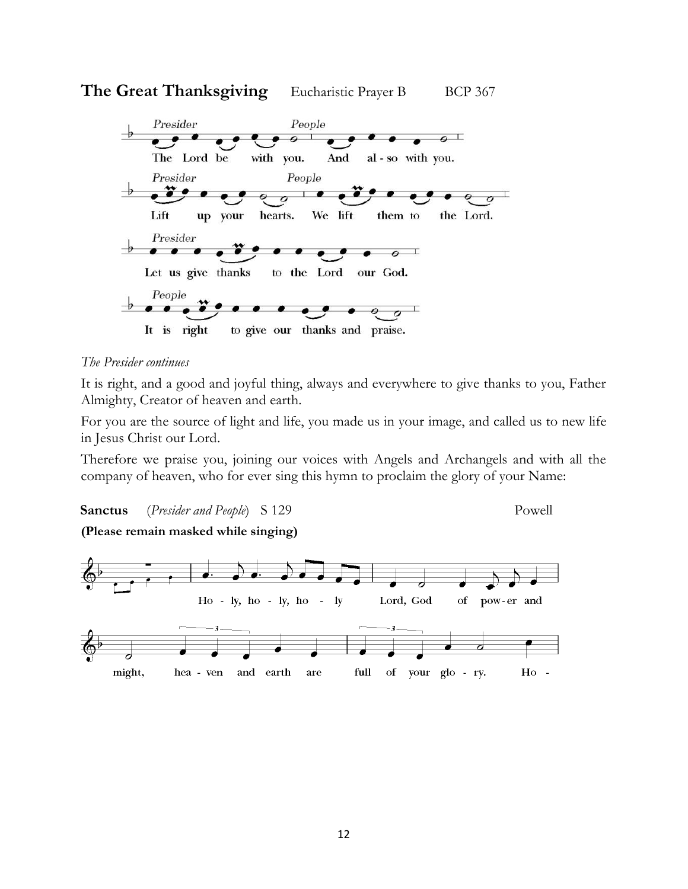## **The Great Thanksgiving** Eucharistic Prayer B BCP 367

*Presider* The Lord be with you. *People* And also with you.

*Presider* Lift up your hearts. *People* We lift them to the Lord.

*Presider* Let us give thanks to the Lord our God.

*People* It is right to give our thanks and praise.

*The Presider continues*

It is right, and a good and joyful thing, always and everywhere to give thanks to you, Father Almighty, Creator of heaven and earth.

For you are the source of light and life, you made us in your image, and called us to new life in Jesus Christ our Lord.

Therefore we praise you, joining our voices with Angels and Archangels and with all the company of heaven, who for ever sing this hymn to proclaim the glory of your Name:

**Sanctus** (*Presider and People*) S 129 Powell

**(Please remain masked while singing)**

Holy, holy, holy Lord, God of power and might, heaven and earth are full of your glory. Ho-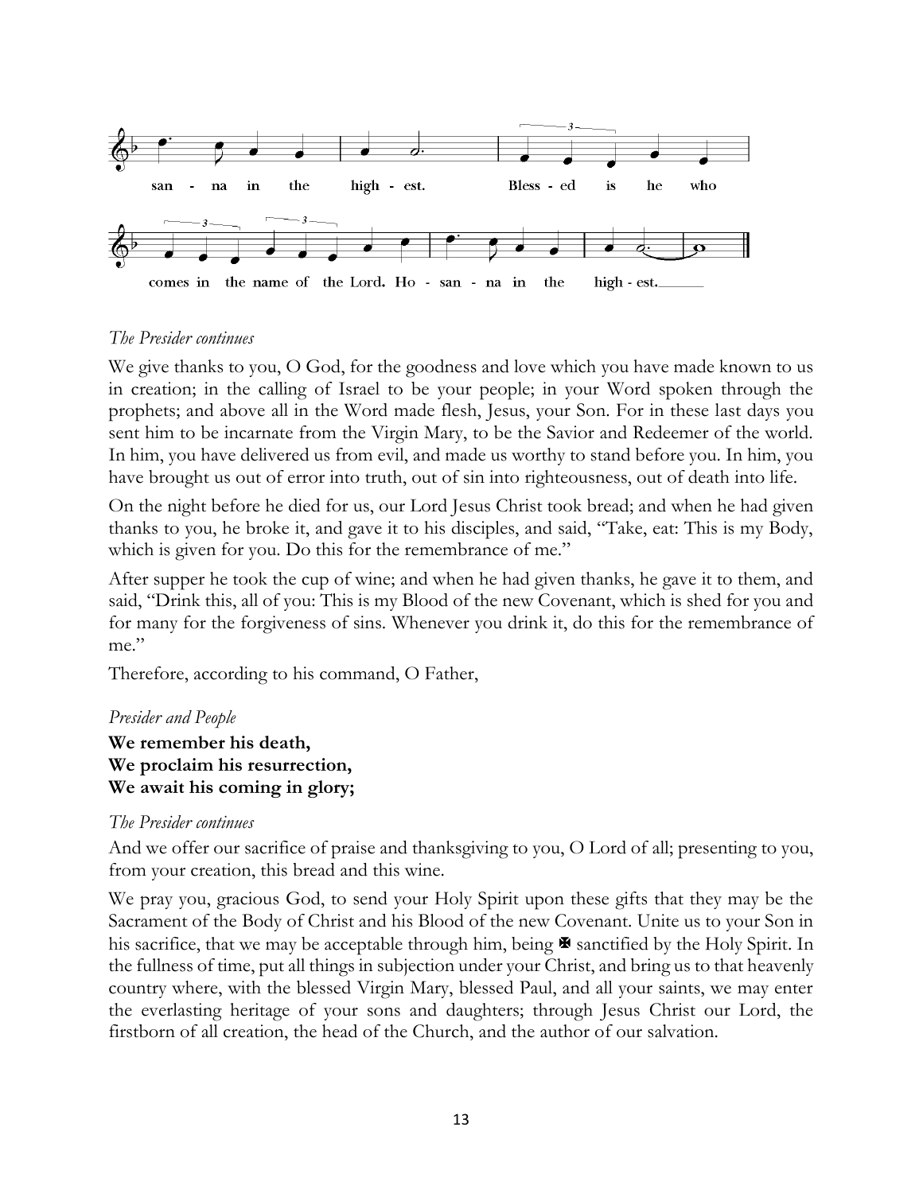san - na in the high - est. Bless - ed is he who

comes in the name of the Lord. Ho - san - na in the high - est.

*The Presider continues*

We give thanks to you, O God, for the goodness and love which you have made known to us in creation; in the calling of Israel to be your people; in your Word spoken through the prophets; and above all in the Word made flesh, Jesus, your Son. For in these last days you sent him to be incarnate from the Virgin Mary, to be the Savior and Redeemer of the world. In him, you have delivered us from evil, and made us worthy to stand before you. In him, you have brought us out of error into truth, out of sin into righteousness, out of death into life.

On the night before he died for us, our Lord Jesus Christ took bread; and when he had given thanks to you, he broke it, and gave it to his disciples, and said, "Take, eat: This is my Body, which is given for you. Do this for the remembrance of me."

After supper he took the cup of wine; and when he had given thanks, he gave it to them, and said, "Drink this, all of you: This is my Blood of the new Covenant, which is shed for you and for many for the forgiveness of sins. Whenever you drink it, do this for the remembrance of me."

Therefore, according to his command, O Father,

*Presider and People*

**We remember his death,**
**We proclaim his resurrection,**
**We await his coming in glory;**

*The Presider continues*

And we offer our sacrifice of praise and thanksgiving to you, O Lord of all; presenting to you, from your creation, this bread and this wine.

We pray you, gracious God, to send your Holy Spirit upon these gifts that they may be the Sacrament of the Body of Christ and his Blood of the new Covenant. Unite us to your Son in his sacrifice, that we may be acceptable through him, being ✠ sanctified by the Holy Spirit. In the fullness of time, put all things in subjection under your Christ, and bring us to that heavenly country where, with the blessed Virgin Mary, blessed Paul, and all your saints, we may enter the everlasting heritage of your sons and daughters; through Jesus Christ our Lord, the firstborn of all creation, the head of the Church, and the author of our salvation.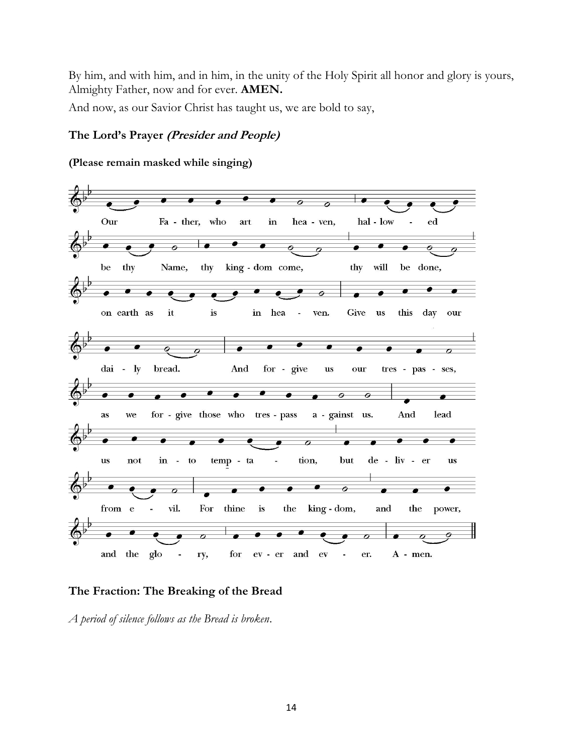By him, and with him, and in him, in the unity of the Holy Spirit all honor and glory is yours, Almighty Father, now and for ever. **AMEN.**

And now, as our Savior Christ has taught us, we are bold to say,

### The Lord's Prayer *(Presider and People)*

**(Please remain masked while singing)**

Our Fa - ther, who art in hea - ven, hal - low - ed be thy Name, thy king - dom come, thy will be done, on earth as it is in hea - ven. Give us this day our dai - ly bread. And for - give us our tres - pas - ses, as we for - give those who tres - pass a - gainst us. And lead us not in - to temp - ta - tion, but de - liv - er us from e - vil. For thine is the king - dom, and the power, and the glo - ry, for ev - er and ev - er. A - men.

### The Fraction: The Breaking of the Bread

*A period of silence follows as the Bread is broken.*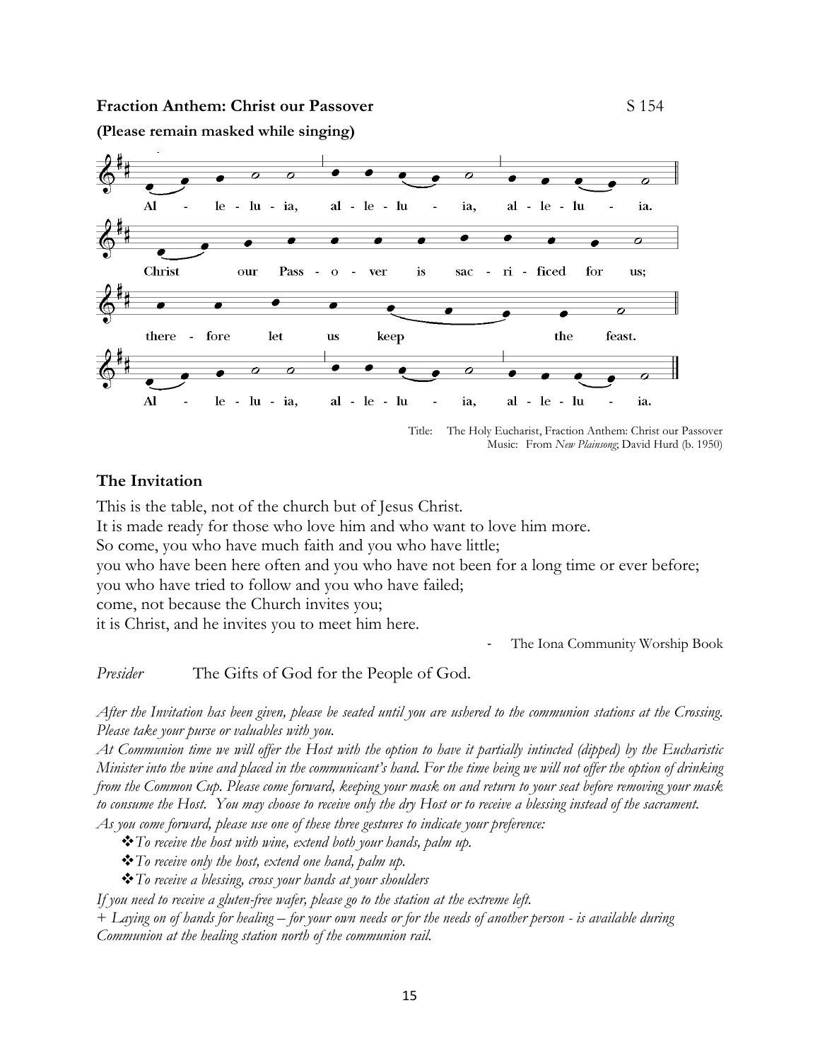**Fraction Anthem: Christ our Passover** S 154

**(Please remain masked while singing)**

Al - le - lu - ia, al - le - lu - ia, al - le - lu - ia.

Christ our Pass - o - ver is sac - ri - ficed for us;

there - fore let us keep the feast.

Al - le - lu - ia, al - le - lu - ia, al - le - lu - ia.

Title: The Holy Eucharist, Fraction Anthem: Christ our Passover
Music: From *New Plainsong*; David Hurd (b. 1950)

### The Invitation

This is the table, not of the church but of Jesus Christ.
It is made ready for those who love him and who want to love him more.
So come, you who have much faith and you who have little;
you who have been here often and you who have not been for a long time or ever before;
you who have tried to follow and you who have failed;
come, not because the Church invites you;
it is Christ, and he invites you to meet him here.

- The Iona Community Worship Book

*Presider* The Gifts of God for the People of God.

*After the Invitation has been given, please be seated until you are ushered to the communion stations at the Crossing. Please take your purse or valuables with you.*

*At Communion time we will offer the Host with the option to have it partially intincted (dipped) by the Eucharistic Minister into the wine and placed in the communicant's hand. For the time being we will not offer the option of drinking from the Common Cup. Please come forward, keeping your mask on and return to your seat before removing your mask to consume the Host. You may choose to receive only the dry Host or to receive a blessing instead of the sacrament.*

*As you come forward, please use one of these three gestures to indicate your preference:*

- *To receive the host with wine, extend both your hands, palm up.*
- *To receive only the host, extend one hand, palm up.*
- *To receive a blessing, cross your hands at your shoulders*

*If you need to receive a gluten-free wafer, please go to the station at the extreme left.*

*+ Laying on of hands for healing – for your own needs or for the needs of another person - is available during Communion at the healing station north of the communion rail.*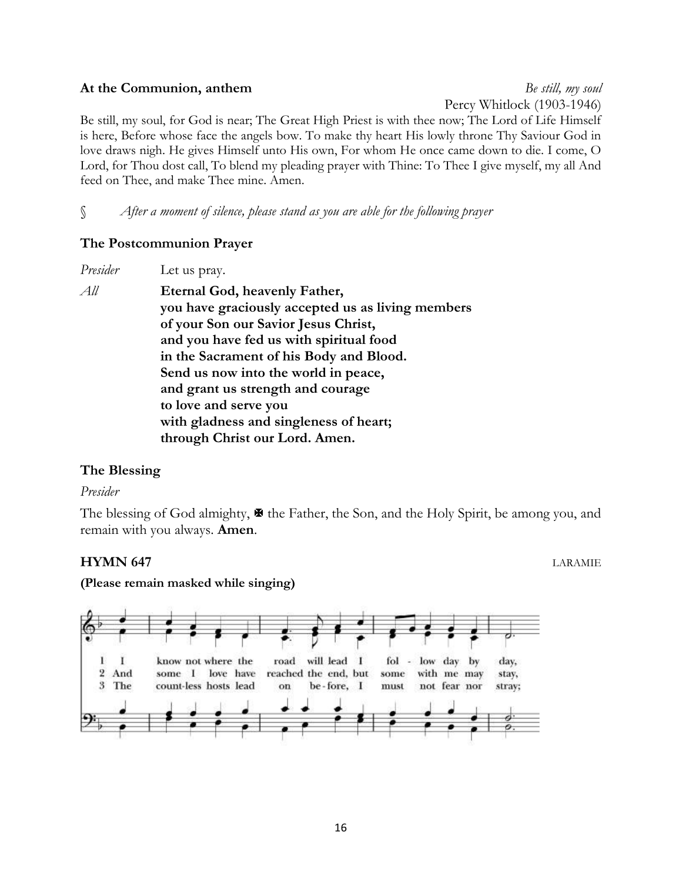**At the Communion, anthem** *Be still, my soul*

Percy Whitlock (1903-1946)

Be still, my soul, for God is near; The Great High Priest is with thee now; The Lord of Life Himself is here, Before whose face the angels bow. To make thy heart His lowly throne Thy Saviour God in love draws nigh. He gives Himself unto His own, For whom He once came down to die. I come, O Lord, for Thou dost call, To blend my pleading prayer with Thine: To Thee I give myself, my all And feed on Thee, and make Thee mine. Amen.

§ *After a moment of silence, please stand as you are able for the following prayer*

**The Postcommunion Prayer**

*Presider* Let us pray.

*All* **Eternal God, heavenly Father,**
**you have graciously accepted us as living members**
**of your Son our Savior Jesus Christ,**
**and you have fed us with spiritual food**
**in the Sacrament of his Body and Blood.**
**Send us now into the world in peace,**
**and grant us strength and courage**
**to love and serve you**
**with gladness and singleness of heart;**
**through Christ our Lord. Amen.**

**The Blessing**

*Presider*

The blessing of God almighty, ✠ the Father, the Son, and the Holy Spirit, be among you, and remain with you always. **Amen**.

**HYMN 647** LARAMIE

**(Please remain masked while singing)**

1 I know not where the road will lead I fol - low day by day,
2 And some I love have reached the end, but some with me may stay,
3 The count-less hosts lead on be-fore, I must not fear nor stray;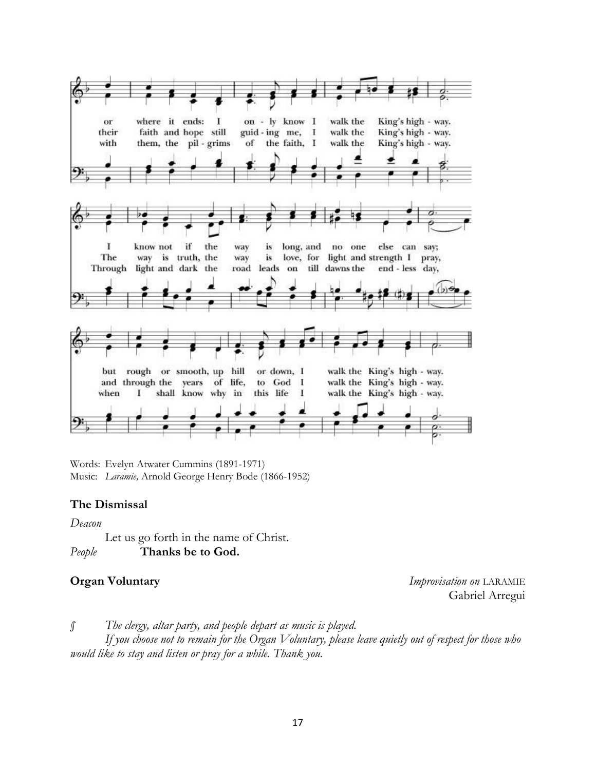Words: Evelyn Atwater Cummins (1891-1971)
Music: *Laramie,* Arnold George Henry Bode (1866-1952)

**The Dismissal**

*Deacon*

Let us go forth in the name of Christ.

*People* **Thanks be to God.**

**Organ Voluntary** *Improvisation on* LARAMIE
Gabriel Arregui

§ *The clergy, altar party, and people depart as music is played.*
*If you choose not to remain for the Organ Voluntary, please leave quietly out of respect for those who would like to stay and listen or pray for a while. Thank you.*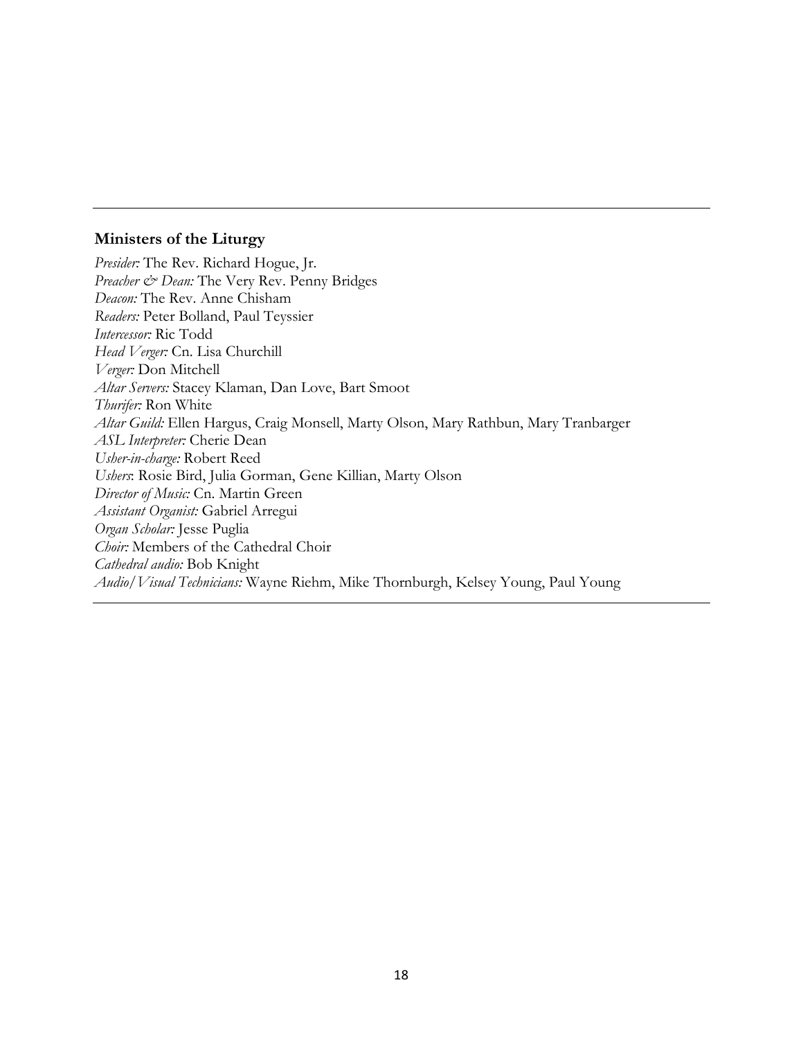---

## Ministers of the Liturgy

*Presider:* The Rev. Richard Hogue, Jr.
*Preacher & Dean:* The Very Rev. Penny Bridges
*Deacon:* The Rev. Anne Chisham
*Readers:* Peter Bolland, Paul Teyssier
*Intercessor:* Ric Todd
*Head Verger:* Cn. Lisa Churchill
*Verger:* Don Mitchell
*Altar Servers:* Stacey Klaman, Dan Love, Bart Smoot
*Thurifer:* Ron White
*Altar Guild:* Ellen Hargus, Craig Monsell, Marty Olson, Mary Rathbun, Mary Tranbarger
*ASL Interpreter:* Cherie Dean
*Usher-in-charge:* Robert Reed
*Ushers*: Rosie Bird, Julia Gorman, Gene Killian, Marty Olson
*Director of Music:* Cn. Martin Green
*Assistant Organist:* Gabriel Arregui
*Organ Scholar:* Jesse Puglia
*Choir:* Members of the Cathedral Choir
*Cathedral audio:* Bob Knight
*Audio/Visual Technicians:* Wayne Riehm, Mike Thornburgh, Kelsey Young, Paul Young

---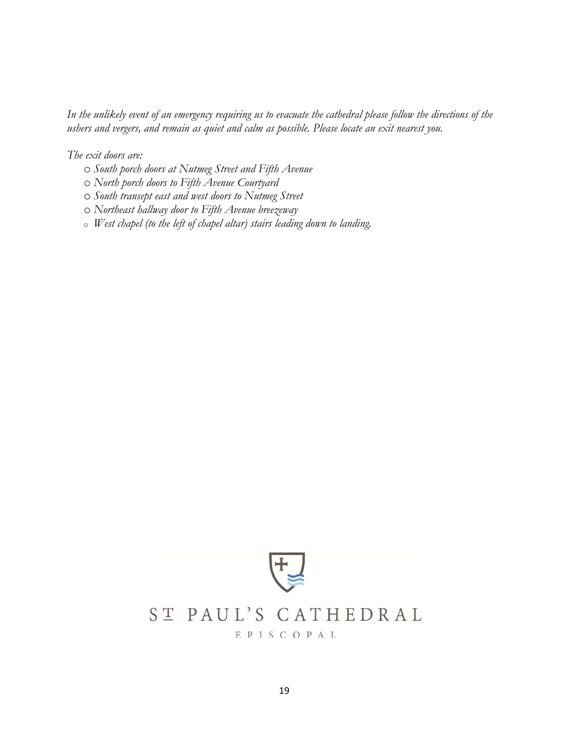*In the unlikely event of an emergency requiring us to evacuate the cathedral please follow the directions of the ushers and vergers, and remain as quiet and calm as possible. Please locate an exit nearest you.*

*The exit doors are:*

- *South porch doors at Nutmeg Street and Fifth Avenue*
- *North porch doors to Fifth Avenue Courtyard*
- *South transept east and west doors to Nutmeg Street*
- *Northeast hallway door to Fifth Avenue breezeway*
- *West chapel (to the left of chapel altar) stairs leading down to landing.*

ST PAUL'S CATHEDRAL

EPISCOPAL